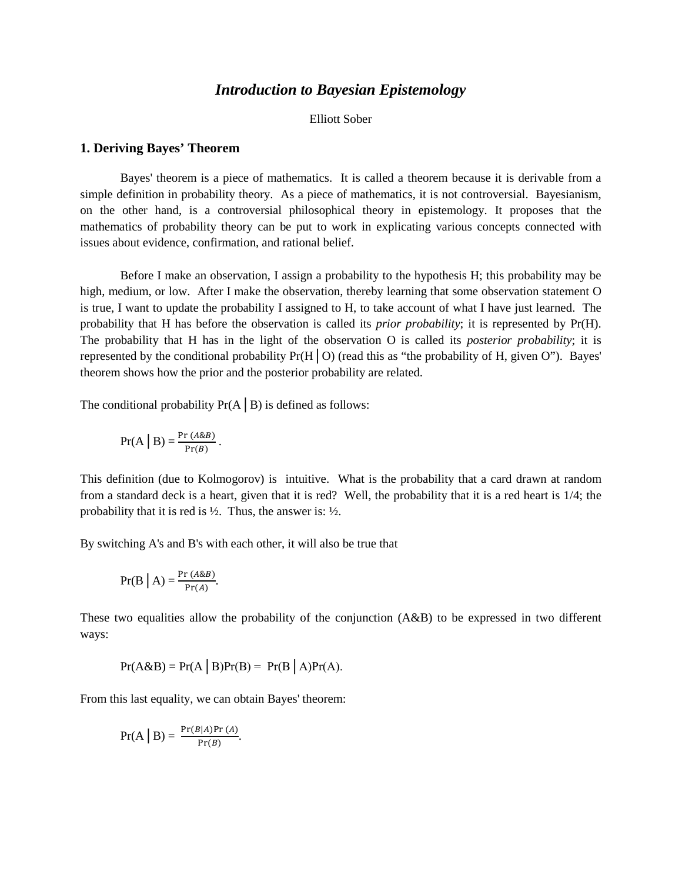# *Introduction to Bayesian Epistemology*

Elliott Sober

## 1. Deriving Bayes' Theorem

Bayes' theorem is a piece of mathematics. It is called a theorem because it is derivable from a simple definition in probability theory. As a piece of mathematics, it is not controversial. Bayesianism, on the other hand, is a controversial philosophical theory in epistemology. It proposes that the mathematics of probability theory can be put to work in explicating various concepts connected with issues about evidence, confirmation, and rational belief.

Before I make an observation, I assign a probability to the hypothesis H; this probability may be high, medium, or low. After I make the observation, thereby learning that some observation statement O is true, I want to update the probability I assigned to H, to take account of what I have just learned. The probability that H has before the observation is called its *prior probability*; it is represented by Pr(H). The probability that H has in the light of the observation O is called its *posterior probability*; it is represented by the conditional probability Pr(H│O) (read this as "the probability of H, given O"). Bayes' theorem shows how the prior and the posterior probability are related.

The conditional probability Pr(A│B) is defined as follows:

$$\Pr(A \mid B) = \frac{\Pr(A\&B)}{\Pr(B)}\ .$$

This definition (due to Kolmogorov) is intuitive. What is the probability that a card drawn at random from a standard deck is a heart, given that it is red? Well, the probability that it is a red heart is 1/4; the probability that it is red is ½. Thus, the answer is: ½.

By switching A's and B's with each other, it will also be true that

$$\Pr(B \mid A) = \frac{\Pr(A\&B)}{\Pr(A)}.$$

These two equalities allow the probability of the conjunction (A&B) to be expressed in two different ways:

$$\Pr(A\&B) = \Pr(A \mid B)\Pr(B) = \Pr(B \mid A)\Pr(A).$$

From this last equality, we can obtain Bayes' theorem:

$$\Pr(A \mid B) = \frac{\Pr(B|A)\Pr(A)}{\Pr(B)}.$$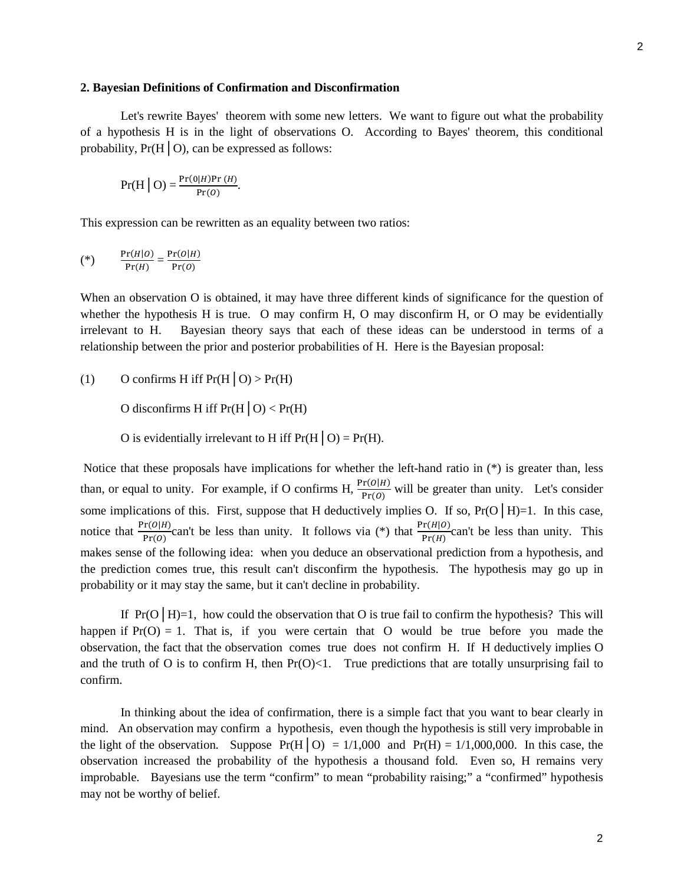## 2. Bayesian Definitions of Confirmation and Disconfirmation

Let's rewrite Bayes' theorem with some new letters. We want to figure out what the probability of a hypothesis H is in the light of observations O. According to Bayes' theorem, this conditional probability, $\Pr(H \mid O)$, can be expressed as follows:

$$\Pr(H \mid O) = \frac{\Pr(0|H)\Pr(H)}{\Pr(O)}.$$

This expression can be rewritten as an equality between two ratios:

$$(*) \qquad \frac{\Pr(H|O)}{\Pr(H)} = \frac{\Pr(O|H)}{\Pr(O)}$$

When an observation O is obtained, it may have three different kinds of significance for the question of whether the hypothesis H is true. O may confirm H, O may disconfirm H, or O may be evidentially irrelevant to H. Bayesian theory says that each of these ideas can be understood in terms of a relationship between the prior and posterior probabilities of H. Here is the Bayesian proposal:

(1) O confirms H iff $\Pr(H \mid O) > \Pr(H)$

O disconfirms H iff $\Pr(H \mid O) < \Pr(H)$

O is evidentially irrelevant to H iff $\Pr(H \mid O) = \Pr(H)$.

Notice that these proposals have implications for whether the left-hand ratio in (*) is greater than, less than, or equal to unity. For example, if O confirms H, $\frac{\Pr(O|H)}{\Pr(O)}$ will be greater than unity. Let's consider some implications of this. First, suppose that H deductively implies O. If so, $\Pr(O \mid H)=1$. In this case, notice that $\frac{\Pr(O|H)}{\Pr(O)}$can't be less than unity. It follows via (*) that $\frac{\Pr(H|O)}{\Pr(H)}$can't be less than unity. This makes sense of the following idea: when you deduce an observational prediction from a hypothesis, and the prediction comes true, this result can't disconfirm the hypothesis. The hypothesis may go up in probability or it may stay the same, but it can't decline in probability.

If $\Pr(O \mid H)=1$, how could the observation that O is true fail to confirm the hypothesis? This will happen if $\Pr(O) = 1$. That is, if you were certain that O would be true before you made the observation, the fact that the observation comes true does not confirm H. If H deductively implies O and the truth of O is to confirm H, then $\Pr(O)<1$. True predictions that are totally unsurprising fail to confirm.

In thinking about the idea of confirmation, there is a simple fact that you want to bear clearly in mind. An observation may confirm a hypothesis, even though the hypothesis is still very improbable in the light of the observation. Suppose $\Pr(H \mid O) = 1/1{,}000$ and $\Pr(H) = 1/1{,}000{,}000$. In this case, the observation increased the probability of the hypothesis a thousand fold. Even so, H remains very improbable. Bayesians use the term "confirm" to mean "probability raising;" a "confirmed" hypothesis may not be worthy of belief.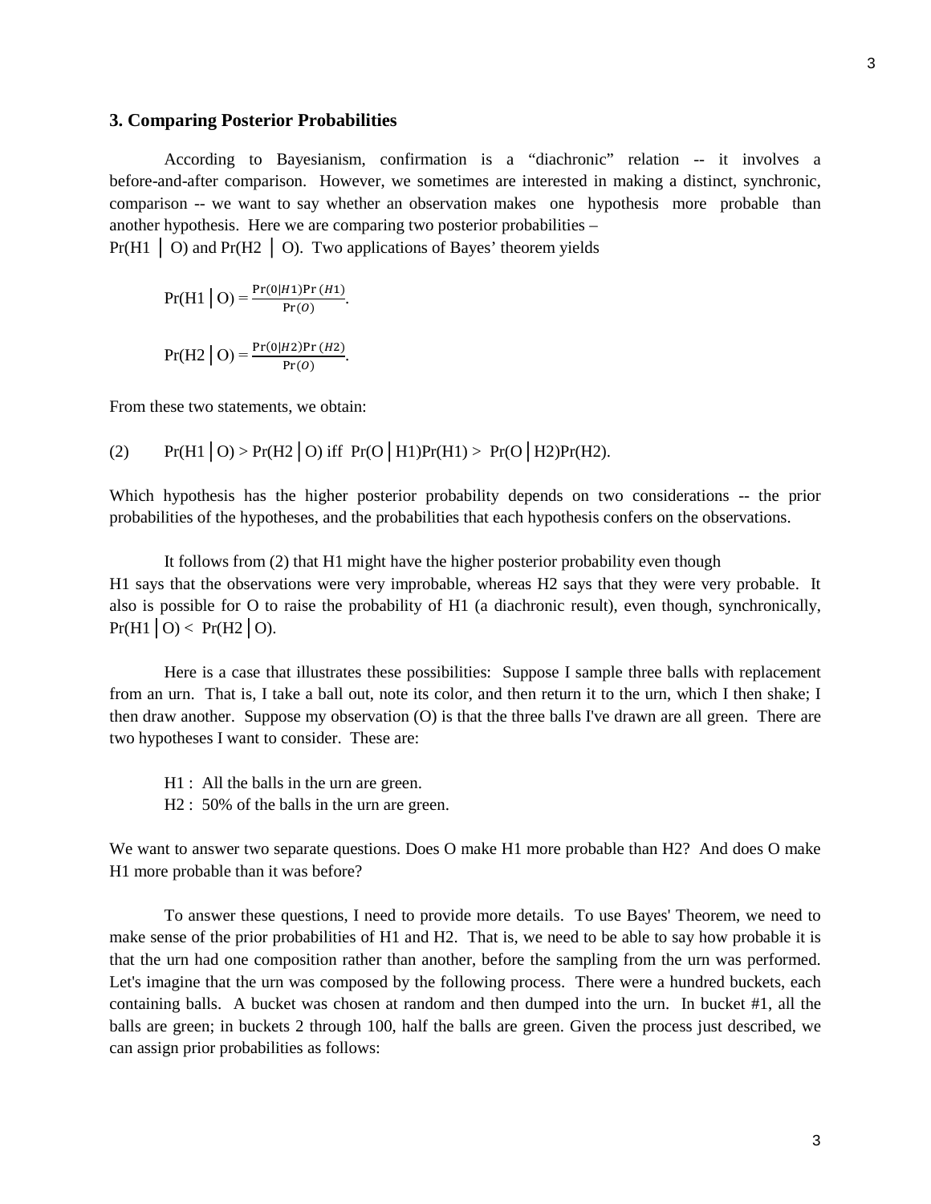### 3. Comparing Posterior Probabilities

According to Bayesianism, confirmation is a "diachronic" relation -- it involves a before-and-after comparison. However, we sometimes are interested in making a distinct, synchronic, comparison -- we want to say whether an observation makes one hypothesis more probable than another hypothesis. Here we are comparing two posterior probabilities – Pr(H1 │ O) and Pr(H2 │ O). Two applications of Bayes' theorem yields

$$\Pr(H1 \mid O) = \frac{\Pr(O|H1)\Pr(H1)}{\Pr(O)}.$$

$$\Pr(H2 \mid O) = \frac{\Pr(O|H2)\Pr(H2)}{\Pr(O)}.$$

From these two statements, we obtain:

(2) $\Pr(H1 \mid O) > \Pr(H2 \mid O)$ iff $\Pr(O \mid H1)\Pr(H1) > \Pr(O \mid H2)\Pr(H2)$.

Which hypothesis has the higher posterior probability depends on two considerations -- the prior probabilities of the hypotheses, and the probabilities that each hypothesis confers on the observations.

It follows from (2) that H1 might have the higher posterior probability even though H1 says that the observations were very improbable, whereas H2 says that they were very probable. It also is possible for O to raise the probability of H1 (a diachronic result), even though, synchronically, $\Pr(H1 \mid O) < \Pr(H2 \mid O)$.

Here is a case that illustrates these possibilities: Suppose I sample three balls with replacement from an urn. That is, I take a ball out, note its color, and then return it to the urn, which I then shake; I then draw another. Suppose my observation (O) is that the three balls I've drawn are all green. There are two hypotheses I want to consider. These are:

H1 : All the balls in the urn are green.
H2 : 50% of the balls in the urn are green.

We want to answer two separate questions. Does O make H1 more probable than H2? And does O make H1 more probable than it was before?

To answer these questions, I need to provide more details. To use Bayes' Theorem, we need to make sense of the prior probabilities of H1 and H2. That is, we need to be able to say how probable it is that the urn had one composition rather than another, before the sampling from the urn was performed. Let's imagine that the urn was composed by the following process. There were a hundred buckets, each containing balls. A bucket was chosen at random and then dumped into the urn. In bucket #1, all the balls are green; in buckets 2 through 100, half the balls are green. Given the process just described, we can assign prior probabilities as follows: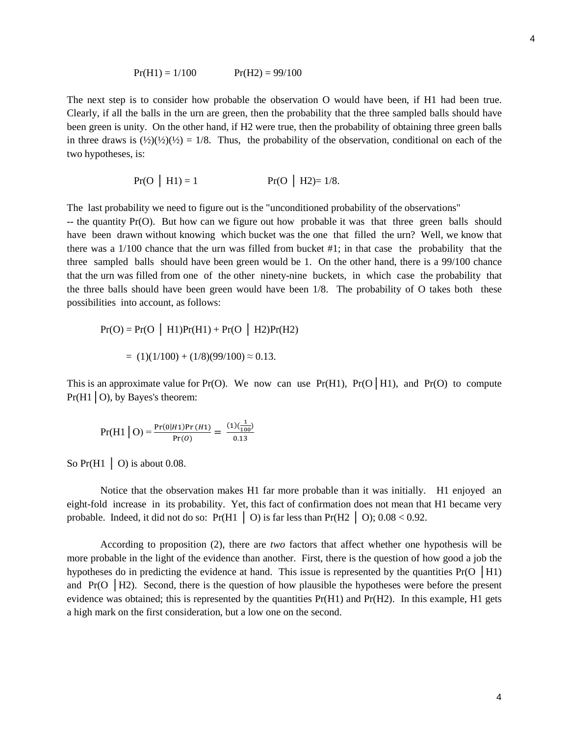$$\Pr(H1) = 1/100 \qquad \Pr(H2) = 99/100$$

The next step is to consider how probable the observation O would have been, if H1 had been true. Clearly, if all the balls in the urn are green, then the probability that the three sampled balls should have been green is unity. On the other hand, if H2 were true, then the probability of obtaining three green balls in three draws is $(½)(½)(½) = 1/8$. Thus, the probability of the observation, conditional on each of the two hypotheses, is:

$$\Pr(O \mid H1) = 1 \qquad \Pr(O \mid H2) = 1/8.$$

The last probability we need to figure out is the "unconditioned probability of the observations" -- the quantity Pr(O). But how can we figure out how probable it was that three green balls should have been drawn without knowing which bucket was the one that filled the urn? Well, we know that there was a 1/100 chance that the urn was filled from bucket #1; in that case the probability that the three sampled balls should have been green would be 1. On the other hand, there is a 99/100 chance that the urn was filled from one of the other ninety-nine buckets, in which case the probability that the three balls should have been green would have been 1/8. The probability of O takes both these possibilities into account, as follows:

$$\Pr(O) = \Pr(O \mid H1)\Pr(H1) + \Pr(O \mid H2)\Pr(H2)$$

$$= (1)(1/100) + (1/8)(99/100) \approx 0.13.$$

This is an approximate value for Pr(O). We now can use Pr(H1), Pr(O│H1), and Pr(O) to compute Pr(H1│O), by Bayes's theorem:

$$\Pr(H1 \mid O) = \frac{\Pr(0|H1)\Pr(H1)}{\Pr(O)} = \frac{(1)(\frac{1}{100})}{0.13}$$

So Pr(H1 │ O) is about 0.08.

Notice that the observation makes H1 far more probable than it was initially. H1 enjoyed an eight-fold increase in its probability. Yet, this fact of confirmation does not mean that H1 became very probable. Indeed, it did not do so: Pr(H1 │ O) is far less than Pr(H2 │ O); $0.08 < 0.92$.

According to proposition (2), there are *two* factors that affect whether one hypothesis will be more probable in the light of the evidence than another. First, there is the question of how good a job the hypotheses do in predicting the evidence at hand. This issue is represented by the quantities Pr(O │H1) and Pr(O │H2). Second, there is the question of how plausible the hypotheses were before the present evidence was obtained; this is represented by the quantities Pr(H1) and Pr(H2). In this example, H1 gets a high mark on the first consideration, but a low one on the second.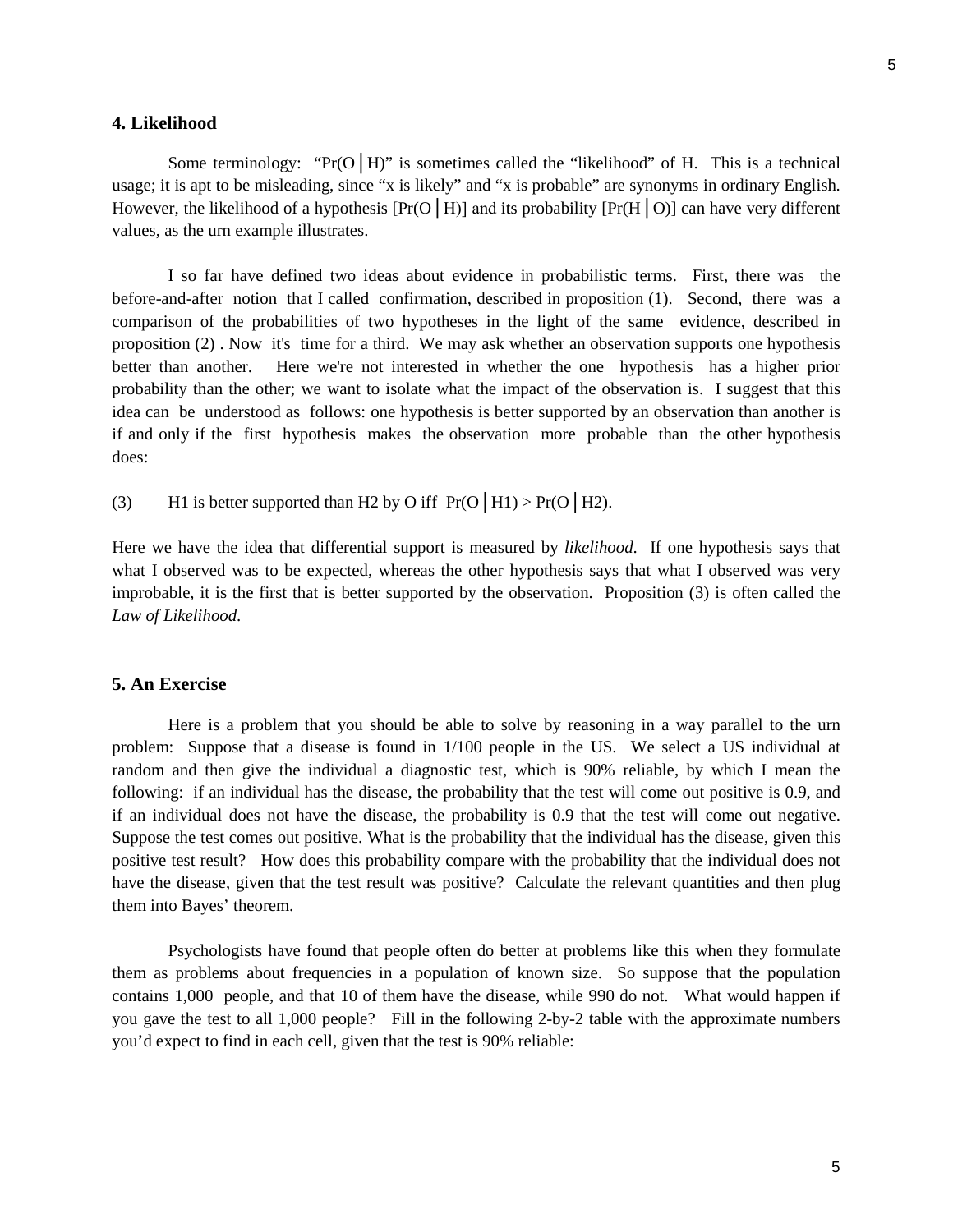## 4. Likelihood

Some terminology: "$\Pr(O \mid H)$" is sometimes called the "likelihood" of H. This is a technical usage; it is apt to be misleading, since "x is likely" and "x is probable" are synonyms in ordinary English. However, the likelihood of a hypothesis [$\Pr(O \mid H)$] and its probability [$\Pr(H \mid O)$] can have very different values, as the urn example illustrates.

I so far have defined two ideas about evidence in probabilistic terms. First, there was the before-and-after notion that I called confirmation, described in proposition (1). Second, there was a comparison of the probabilities of two hypotheses in the light of the same evidence, described in proposition (2) . Now it's time for a third. We may ask whether an observation supports one hypothesis better than another. Here we're not interested in whether the one hypothesis has a higher prior probability than the other; we want to isolate what the impact of the observation is. I suggest that this idea can be understood as follows: one hypothesis is better supported by an observation than another is if and only if the first hypothesis makes the observation more probable than the other hypothesis does:

(3) H1 is better supported than H2 by O iff $\Pr(O \mid H1) > \Pr(O \mid H2)$.

Here we have the idea that differential support is measured by *likelihood*. If one hypothesis says that what I observed was to be expected, whereas the other hypothesis says that what I observed was very improbable, it is the first that is better supported by the observation. Proposition (3) is often called the *Law of Likelihood*.

## 5. An Exercise

Here is a problem that you should be able to solve by reasoning in a way parallel to the urn problem: Suppose that a disease is found in 1/100 people in the US. We select a US individual at random and then give the individual a diagnostic test, which is 90% reliable, by which I mean the following: if an individual has the disease, the probability that the test will come out positive is 0.9, and if an individual does not have the disease, the probability is 0.9 that the test will come out negative. Suppose the test comes out positive. What is the probability that the individual has the disease, given this positive test result? How does this probability compare with the probability that the individual does not have the disease, given that the test result was positive? Calculate the relevant quantities and then plug them into Bayes' theorem.

Psychologists have found that people often do better at problems like this when they formulate them as problems about frequencies in a population of known size. So suppose that the population contains 1,000 people, and that 10 of them have the disease, while 990 do not. What would happen if you gave the test to all 1,000 people? Fill in the following 2-by-2 table with the approximate numbers you'd expect to find in each cell, given that the test is 90% reliable: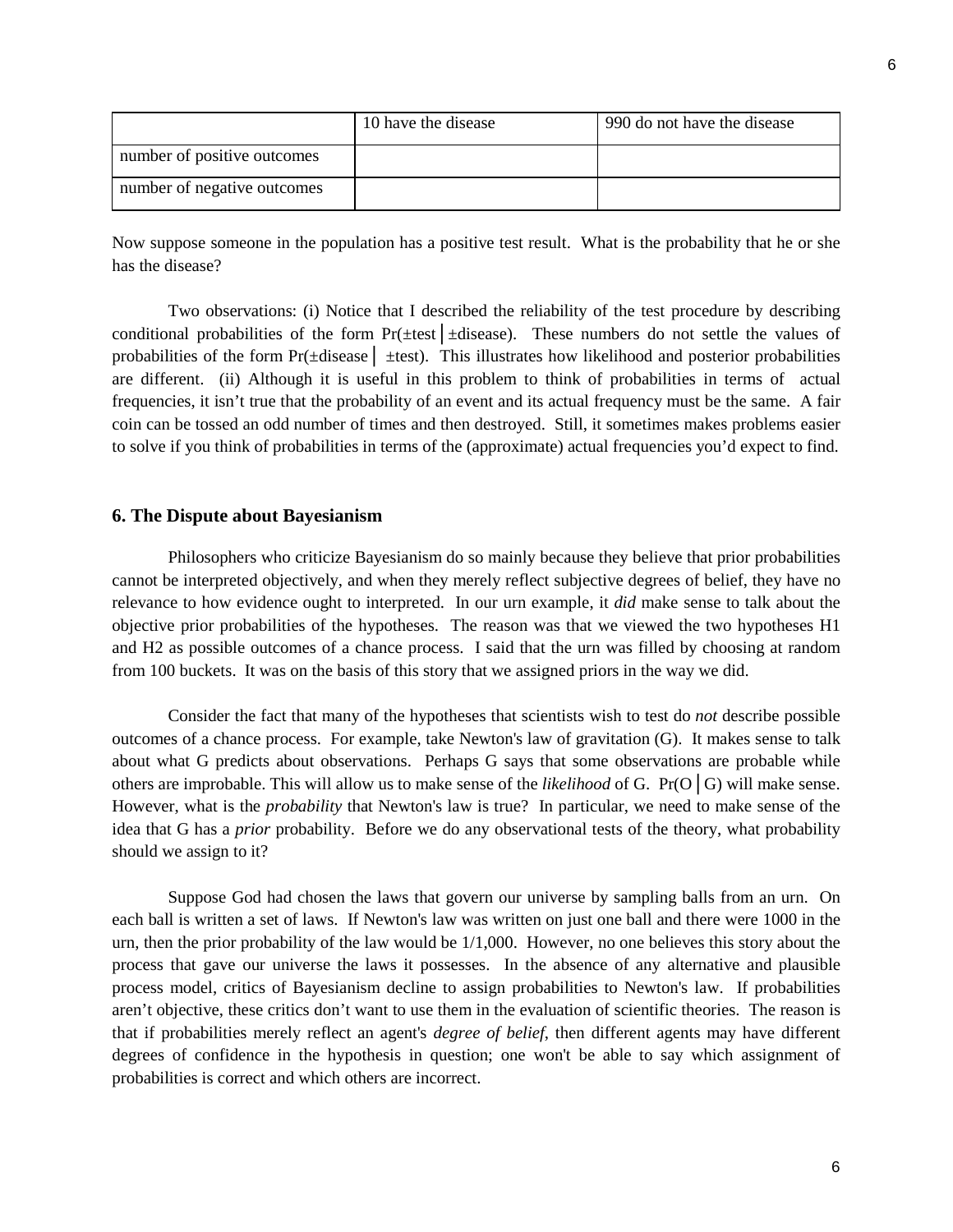| | 10 have the disease | 990 do not have the disease |
| --- | --- | --- |
| number of positive outcomes | | |
| number of negative outcomes | | |

Now suppose someone in the population has a positive test result. What is the probability that he or she has the disease?

Two observations: (i) Notice that I described the reliability of the test procedure by describing conditional probabilities of the form Pr(±test│±disease). These numbers do not settle the values of probabilities of the form Pr(±disease│ ±test). This illustrates how likelihood and posterior probabilities are different. (ii) Although it is useful in this problem to think of probabilities in terms of actual frequencies, it isn't true that the probability of an event and its actual frequency must be the same. A fair coin can be tossed an odd number of times and then destroyed. Still, it sometimes makes problems easier to solve if you think of probabilities in terms of the (approximate) actual frequencies you'd expect to find.

## 6. The Dispute about Bayesianism

Philosophers who criticize Bayesianism do so mainly because they believe that prior probabilities cannot be interpreted objectively, and when they merely reflect subjective degrees of belief, they have no relevance to how evidence ought to interpreted. In our urn example, it *did* make sense to talk about the objective prior probabilities of the hypotheses. The reason was that we viewed the two hypotheses H1 and H2 as possible outcomes of a chance process. I said that the urn was filled by choosing at random from 100 buckets. It was on the basis of this story that we assigned priors in the way we did.

Consider the fact that many of the hypotheses that scientists wish to test do *not* describe possible outcomes of a chance process. For example, take Newton's law of gravitation (G). It makes sense to talk about what G predicts about observations. Perhaps G says that some observations are probable while others are improbable. This will allow us to make sense of the *likelihood* of G. Pr(O│G) will make sense. However, what is the *probability* that Newton's law is true? In particular, we need to make sense of the idea that G has a *prior* probability. Before we do any observational tests of the theory, what probability should we assign to it?

Suppose God had chosen the laws that govern our universe by sampling balls from an urn. On each ball is written a set of laws. If Newton's law was written on just one ball and there were 1000 in the urn, then the prior probability of the law would be 1/1,000. However, no one believes this story about the process that gave our universe the laws it possesses. In the absence of any alternative and plausible process model, critics of Bayesianism decline to assign probabilities to Newton's law. If probabilities aren't objective, these critics don't want to use them in the evaluation of scientific theories. The reason is that if probabilities merely reflect an agent's *degree of belief*, then different agents may have different degrees of confidence in the hypothesis in question; one won't be able to say which assignment of probabilities is correct and which others are incorrect.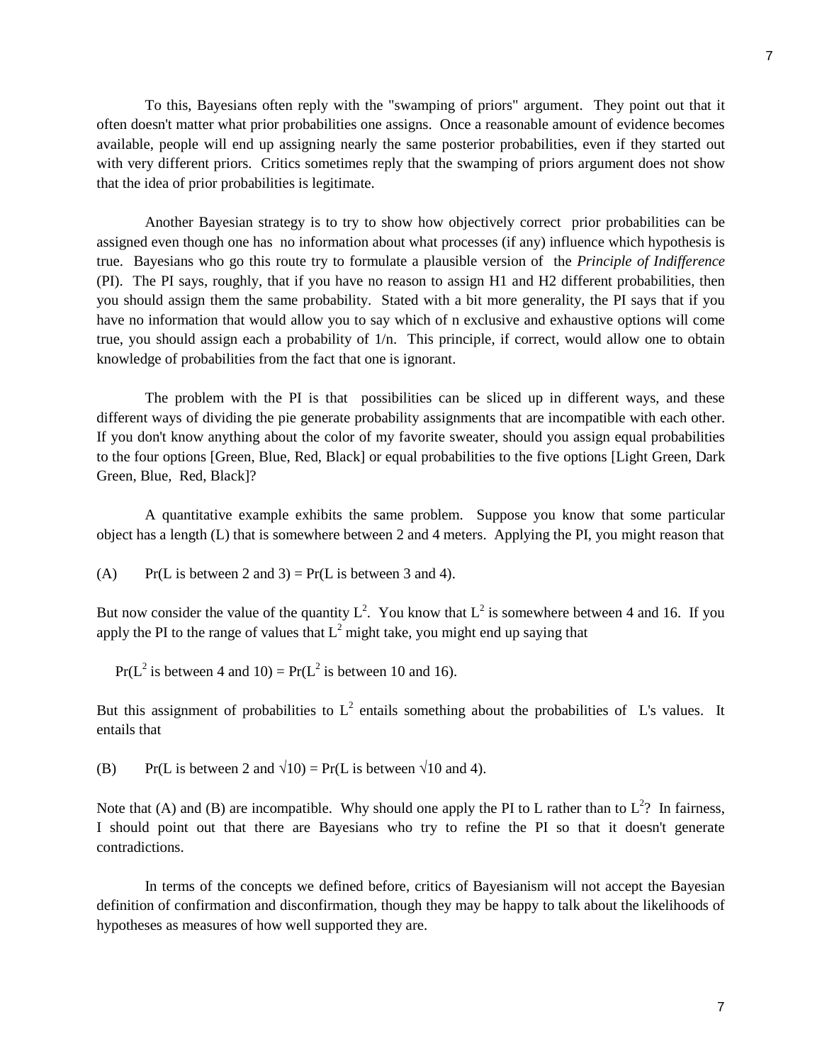To this, Bayesians often reply with the "swamping of priors" argument. They point out that it often doesn't matter what prior probabilities one assigns. Once a reasonable amount of evidence becomes available, people will end up assigning nearly the same posterior probabilities, even if they started out with very different priors. Critics sometimes reply that the swamping of priors argument does not show that the idea of prior probabilities is legitimate.

Another Bayesian strategy is to try to show how objectively correct prior probabilities can be assigned even though one has no information about what processes (if any) influence which hypothesis is true. Bayesians who go this route try to formulate a plausible version of the *Principle of Indifference* (PI). The PI says, roughly, that if you have no reason to assign H1 and H2 different probabilities, then you should assign them the same probability. Stated with a bit more generality, the PI says that if you have no information that would allow you to say which of n exclusive and exhaustive options will come true, you should assign each a probability of 1/n. This principle, if correct, would allow one to obtain knowledge of probabilities from the fact that one is ignorant.

The problem with the PI is that possibilities can be sliced up in different ways, and these different ways of dividing the pie generate probability assignments that are incompatible with each other. If you don't know anything about the color of my favorite sweater, should you assign equal probabilities to the four options [Green, Blue, Red, Black] or equal probabilities to the five options [Light Green, Dark Green, Blue, Red, Black]?

A quantitative example exhibits the same problem. Suppose you know that some particular object has a length (L) that is somewhere between 2 and 4 meters. Applying the PI, you might reason that

(A) Pr(L is between 2 and 3) = Pr(L is between 3 and 4).

But now consider the value of the quantity $L^2$. You know that $L^2$ is somewhere between 4 and 16. If you apply the PI to the range of values that $L^2$ might take, you might end up saying that

Pr($L^2$ is between 4 and 10) = Pr($L^2$ is between 10 and 16).

But this assignment of probabilities to $L^2$ entails something about the probabilities of L's values. It entails that

(B) Pr(L is between 2 and $\sqrt{10}$) = Pr(L is between $\sqrt{10}$ and 4).

Note that (A) and (B) are incompatible. Why should one apply the PI to L rather than to $L^2$? In fairness, I should point out that there are Bayesians who try to refine the PI so that it doesn't generate contradictions.

In terms of the concepts we defined before, critics of Bayesianism will not accept the Bayesian definition of confirmation and disconfirmation, though they may be happy to talk about the likelihoods of hypotheses as measures of how well supported they are.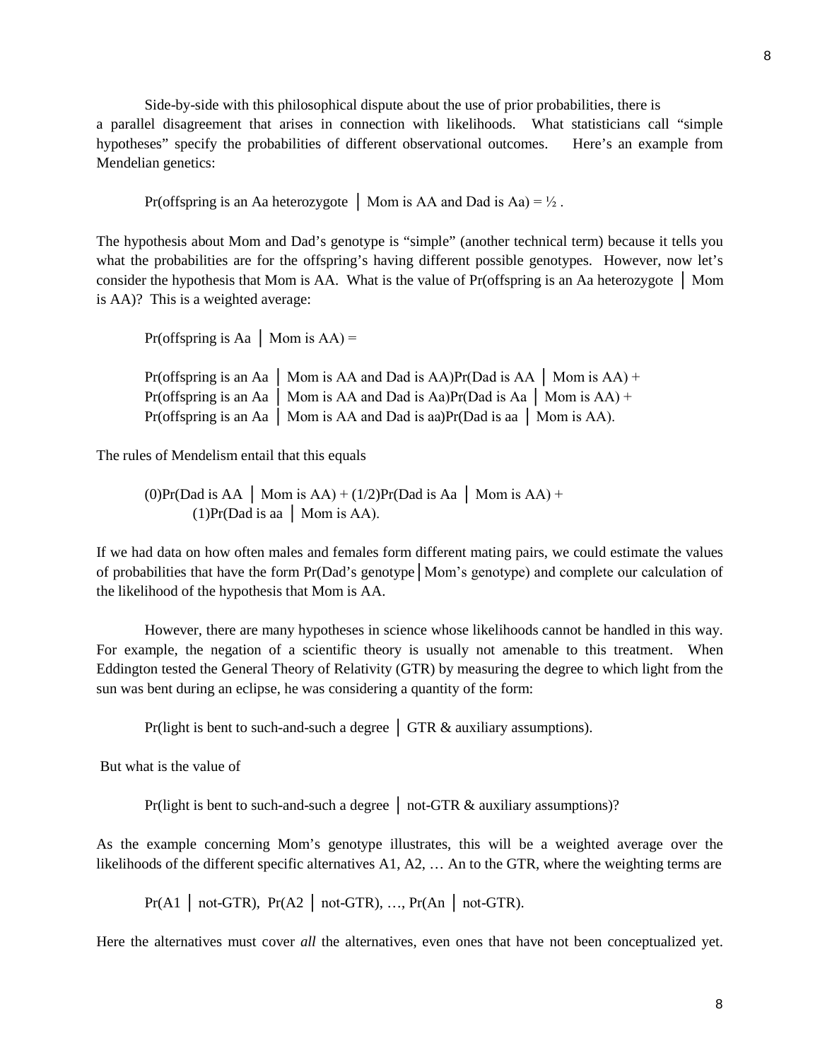Side-by-side with this philosophical dispute about the use of prior probabilities, there is a parallel disagreement that arises in connection with likelihoods. What statisticians call "simple hypotheses" specify the probabilities of different observational outcomes. Here's an example from Mendelian genetics:

Pr(offspring is an Aa heterozygote │ Mom is AA and Dad is Aa) = ½ .

The hypothesis about Mom and Dad's genotype is "simple" (another technical term) because it tells you what the probabilities are for the offspring's having different possible genotypes. However, now let's consider the hypothesis that Mom is AA. What is the value of Pr(offspring is an Aa heterozygote │ Mom is AA)? This is a weighted average:

Pr(offspring is Aa │ Mom is AA) =

Pr(offspring is an Aa │ Mom is AA and Dad is AA)Pr(Dad is AA │ Mom is AA) +
Pr(offspring is an Aa │ Mom is AA and Dad is Aa)Pr(Dad is Aa │ Mom is AA) +
Pr(offspring is an Aa │ Mom is AA and Dad is aa)Pr(Dad is aa │ Mom is AA).

The rules of Mendelism entail that this equals

(0)Pr(Dad is AA │ Mom is AA) + (1/2)Pr(Dad is Aa │ Mom is AA) +
(1)Pr(Dad is aa │ Mom is AA).

If we had data on how often males and females form different mating pairs, we could estimate the values of probabilities that have the form Pr(Dad's genotype│Mom's genotype) and complete our calculation of the likelihood of the hypothesis that Mom is AA.

However, there are many hypotheses in science whose likelihoods cannot be handled in this way. For example, the negation of a scientific theory is usually not amenable to this treatment. When Eddington tested the General Theory of Relativity (GTR) by measuring the degree to which light from the sun was bent during an eclipse, he was considering a quantity of the form:

Pr(light is bent to such-and-such a degree │ GTR & auxiliary assumptions).

But what is the value of

Pr(light is bent to such-and-such a degree │ not-GTR & auxiliary assumptions)?

As the example concerning Mom's genotype illustrates, this will be a weighted average over the likelihoods of the different specific alternatives A1, A2, … An to the GTR, where the weighting terms are

Pr(A1 │ not-GTR), Pr(A2 │ not-GTR), …, Pr(An │ not-GTR).

Here the alternatives must cover *all* the alternatives, even ones that have not been conceptualized yet.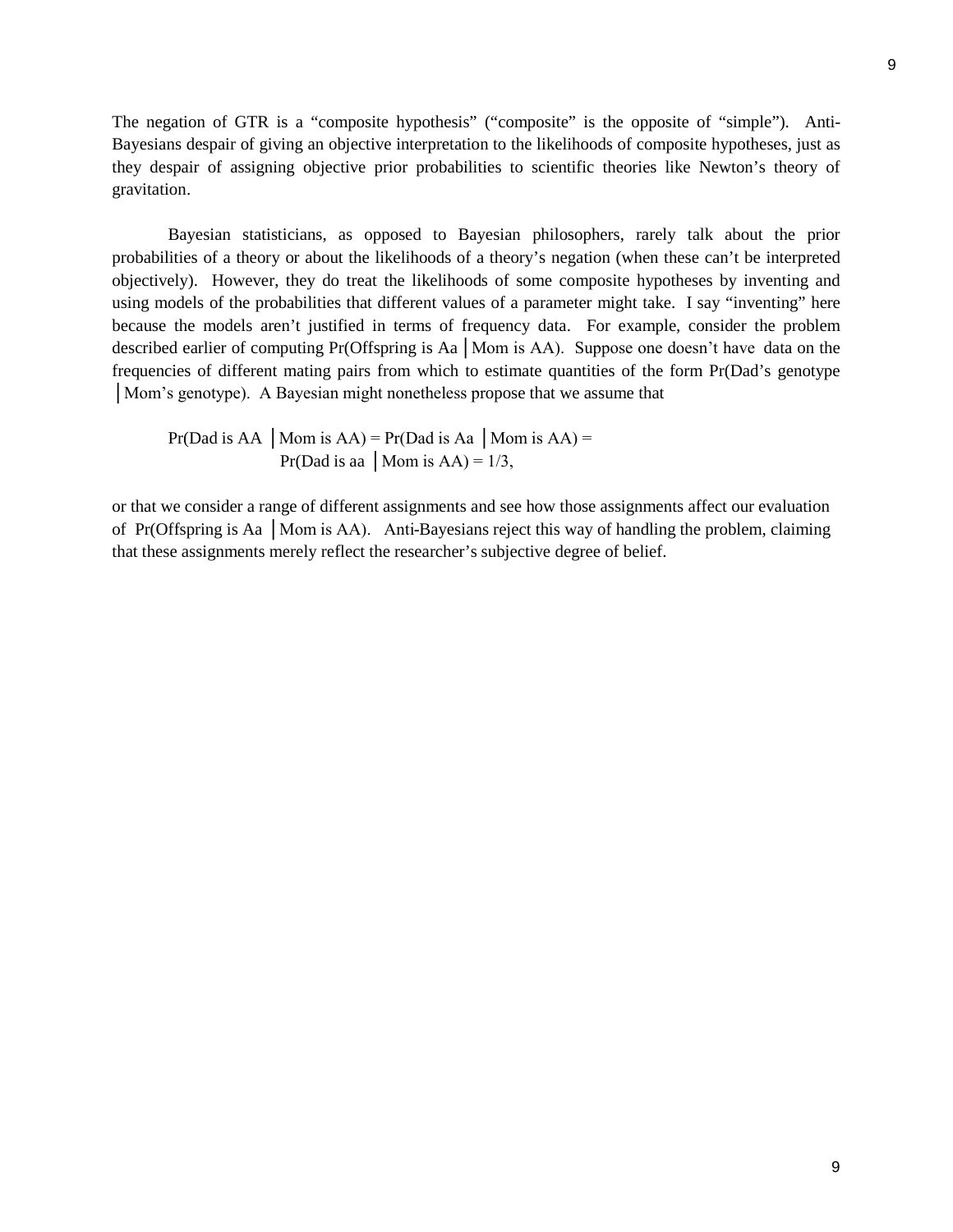The negation of GTR is a "composite hypothesis" ("composite" is the opposite of "simple"). Anti-Bayesians despair of giving an objective interpretation to the likelihoods of composite hypotheses, just as they despair of assigning objective prior probabilities to scientific theories like Newton's theory of gravitation.

Bayesian statisticians, as opposed to Bayesian philosophers, rarely talk about the prior probabilities of a theory or about the likelihoods of a theory's negation (when these can't be interpreted objectively). However, they do treat the likelihoods of some composite hypotheses by inventing and using models of the probabilities that different values of a parameter might take. I say "inventing" here because the models aren't justified in terms of frequency data. For example, consider the problem described earlier of computing Pr(Offspring is Aa │Mom is AA). Suppose one doesn't have data on the frequencies of different mating pairs from which to estimate quantities of the form Pr(Dad's genotype │Mom's genotype). A Bayesian might nonetheless propose that we assume that

Pr(Dad is AA │Mom is AA) = Pr(Dad is Aa │Mom is AA) =
Pr(Dad is aa │Mom is AA) = 1/3,

or that we consider a range of different assignments and see how those assignments affect our evaluation of Pr(Offspring is Aa │Mom is AA). Anti-Bayesians reject this way of handling the problem, claiming that these assignments merely reflect the researcher's subjective degree of belief.